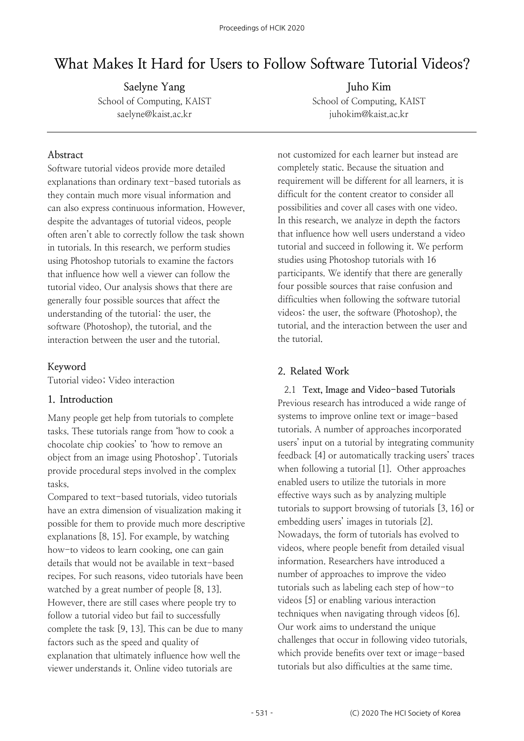# What Makes It Hard for Users to Follow Software Tutorial Videos?

**Saelyne Yang**
School of Computing, KAIST
saelyne@kaist.ac.kr

**Juho Kim**
School of Computing, KAIST
juhokim@kaist.ac.kr

## Abstract

Software tutorial videos provide more detailed explanations than ordinary text-based tutorials as they contain much more visual information and can also express continuous information. However, despite the advantages of tutorial videos, people often aren't able to correctly follow the task shown in tutorials. In this research, we perform studies using Photoshop tutorials to examine the factors that influence how well a viewer can follow the tutorial video. Our analysis shows that there are generally four possible sources that affect the understanding of the tutorial: the user, the software (Photoshop), the tutorial, and the interaction between the user and the tutorial.

## Keyword

Tutorial video; Video interaction

## 1. Introduction

Many people get help from tutorials to complete tasks. These tutorials range from 'how to cook a chocolate chip cookies' to 'how to remove an object from an image using Photoshop'. Tutorials provide procedural steps involved in the complex tasks.

Compared to text-based tutorials, video tutorials have an extra dimension of visualization making it possible for them to provide much more descriptive explanations [8, 15]. For example, by watching how-to videos to learn cooking, one can gain details that would not be available in text-based recipes. For such reasons, video tutorials have been watched by a great number of people [8, 13]. However, there are still cases where people try to follow a tutorial video but fail to successfully complete the task [9, 13]. This can be due to many factors such as the speed and quality of explanation that ultimately influence how well the viewer understands it. Online video tutorials are not customized for each learner but instead are completely static. Because the situation and requirement will be different for all learners, it is difficult for the content creator to consider all possibilities and cover all cases with one video.

In this research, we analyze in depth the factors that influence how well users understand a video tutorial and succeed in following it. We perform studies using Photoshop tutorials with 16 participants. We identify that there are generally four possible sources that raise confusion and difficulties when following the software tutorial videos: the user, the software (Photoshop), the tutorial, and the interaction between the user and the tutorial.

## 2. Related Work

### 2.1 Text, Image and Video-based Tutorials

Previous research has introduced a wide range of systems to improve online text or image-based tutorials. A number of approaches incorporated users' input on a tutorial by integrating community feedback [4] or automatically tracking users' traces when following a tutorial [1]. Other approaches enabled users to utilize the tutorials in more effective ways such as by analyzing multiple tutorials to support browsing of tutorials [3, 16] or embedding users' images in tutorials [2]. Nowadays, the form of tutorials has evolved to videos, where people benefit from detailed visual information. Researchers have introduced a number of approaches to improve the video tutorials such as labeling each step of how-to videos [5] or enabling various interaction techniques when navigating through videos [6]. Our work aims to understand the unique challenges that occur in following video tutorials, which provide benefits over text or image-based tutorials but also difficulties at the same time.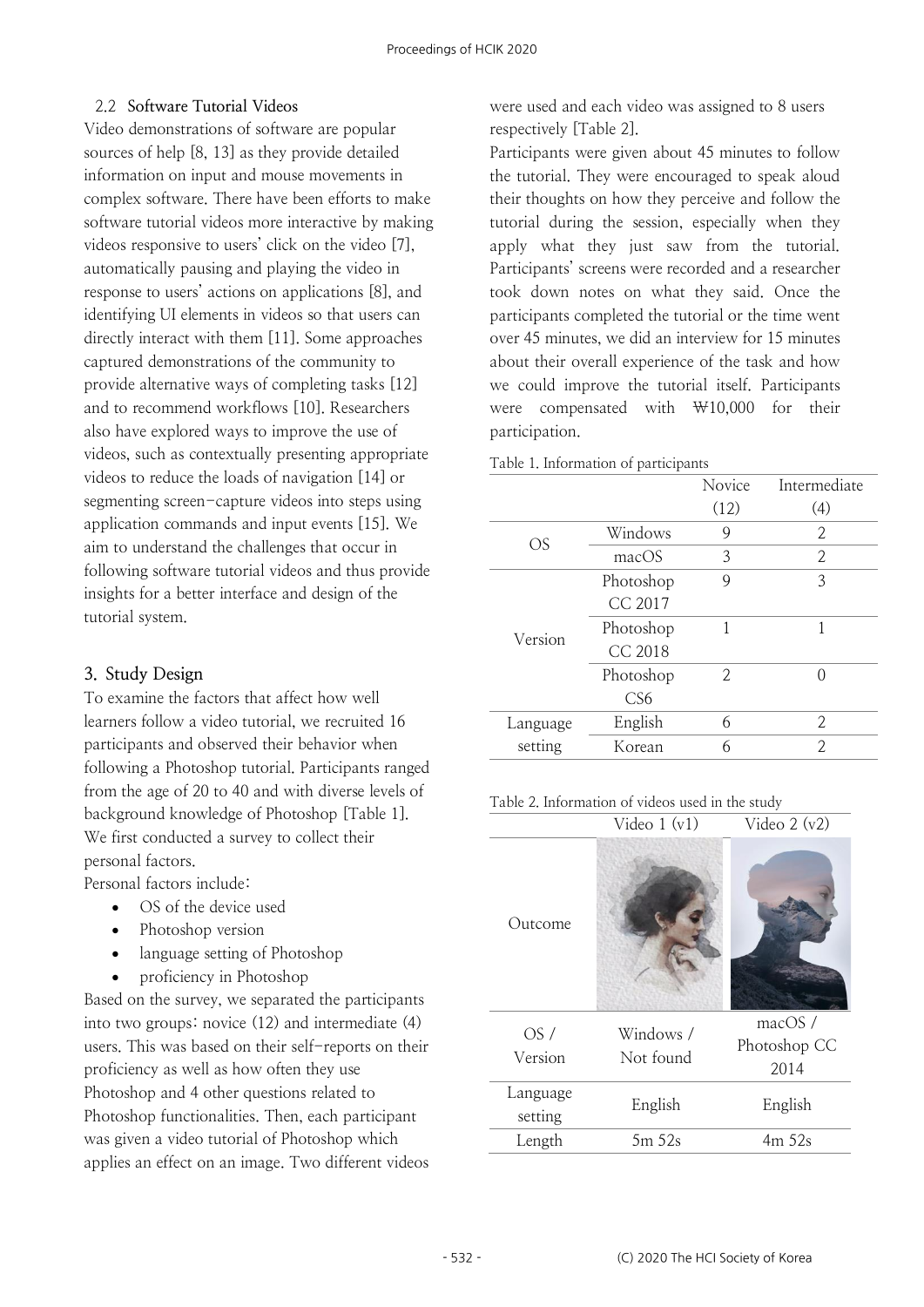### 2.2 Software Tutorial Videos

Video demonstrations of software are popular sources of help [8, 13] as they provide detailed information on input and mouse movements in complex software. There have been efforts to make software tutorial videos more interactive by making videos responsive to users' click on the video [7], automatically pausing and playing the video in response to users' actions on applications [8], and identifying UI elements in videos so that users can directly interact with them [11]. Some approaches captured demonstrations of the community to provide alternative ways of completing tasks [12] and to recommend workflows [10]. Researchers also have explored ways to improve the use of videos, such as contextually presenting appropriate videos to reduce the loads of navigation [14] or segmenting screen-capture videos into steps using application commands and input events [15]. We aim to understand the challenges that occur in following software tutorial videos and thus provide insights for a better interface and design of the tutorial system.

## 3. Study Design

To examine the factors that affect how well learners follow a video tutorial, we recruited 16 participants and observed their behavior when following a Photoshop tutorial. Participants ranged from the age of 20 to 40 and with diverse levels of background knowledge of Photoshop [Table 1]. We first conducted a survey to collect their personal factors.

Personal factors include:

- OS of the device used
- Photoshop version
- language setting of Photoshop
- proficiency in Photoshop

Based on the survey, we separated the participants into two groups: novice (12) and intermediate (4) users. This was based on their self-reports on their proficiency as well as how often they use Photoshop and 4 other questions related to Photoshop functionalities. Then, each participant was given a video tutorial of Photoshop which applies an effect on an image. Two different videos were used and each video was assigned to 8 users respectively [Table 2].

Participants were given about 45 minutes to follow the tutorial. They were encouraged to speak aloud their thoughts on how they perceive and follow the tutorial during the session, especially when they apply what they just saw from the tutorial. Participants' screens were recorded and a researcher took down notes on what they said. Once the participants completed the tutorial or the time went over 45 minutes, we did an interview for 15 minutes about their overall experience of the task and how we could improve the tutorial itself. Participants were compensated with ₩10,000 for their participation.

Table 1. Information of participants

| | | Novice (12) | Intermediate (4) |
|---|---|---|---|
| OS | Windows | 9 | 2 |
| | macOS | 3 | 2 |
| Version | Photoshop CC 2017 | 9 | 3 |
| | Photoshop CC 2018 | 1 | 1 |
| | Photoshop CS6 | 2 | 0 |
| Language setting | English | 6 | 2 |
| | Korean | 6 | 2 |

Table 2. Information of videos used in the study

| | Video 1 (v1) | Video 2 (v2) |
|---|---|---|
| Outcome | | |
| OS / Version | Windows / Not found | macOS / Photoshop CC 2014 |
| Language setting | English | English |
| Length | 5m 52s | 4m 52s |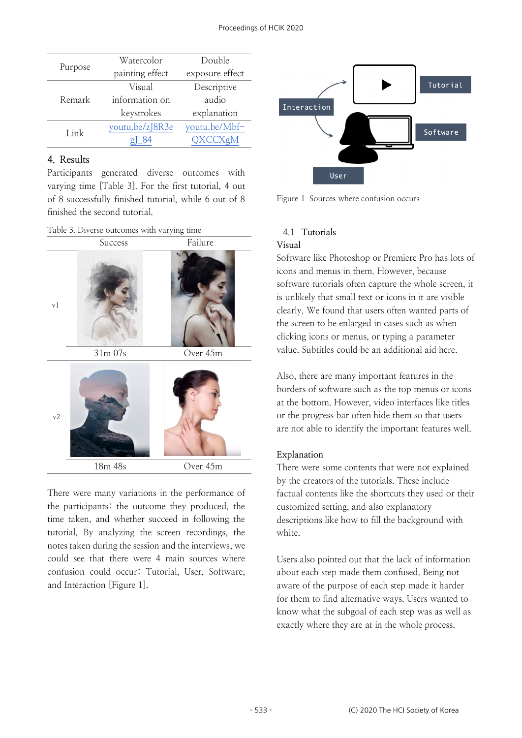| Purpose | Watercolor painting effect | Double exposure effect |
|---|---|---|
| Remark | Visual information on keystrokes | Descriptive audio explanation |
| Link | youtu.be/zJ8R3egJ_84 | youtu.be/Mbf-QXCCXgM |

## 4. Results

Participants generated diverse outcomes with varying time [Table 3]. For the first tutorial, 4 out of 8 successfully finished tutorial, while 6 out of 8 finished the second tutorial.

Table 3. Diverse outcomes with varying time

| | Success | Failure |
|---|---|---|
| v1 | 31m 07s | Over 45m |
| v2 | 18m 48s | Over 45m |

There were many variations in the performance of the participants: the outcome they produced, the time taken, and whether succeed in following the tutorial. By analyzing the screen recordings, the notes taken during the session and the interviews, we could see that there were 4 main sources where confusion could occur: Tutorial, User, Software, and Interaction [Figure 1].

Figure 1 Sources where confusion occurs

### 4.1 Tutorials

**Visual**

Software like Photoshop or Premiere Pro has lots of icons and menus in them. However, because software tutorials often capture the whole screen, it is unlikely that small text or icons in it are visible clearly. We found that users often wanted parts of the screen to be enlarged in cases such as when clicking icons or menus, or typing a parameter value. Subtitles could be an additional aid here.

Also, there are many important features in the borders of software such as the top menus or icons at the bottom. However, video interfaces like titles or the progress bar often hide them so that users are not able to identify the important features well.

**Explanation**

There were some contents that were not explained by the creators of the tutorials. These include factual contents like the shortcuts they used or their customized setting, and also explanatory descriptions like how to fill the background with white.

Users also pointed out that the lack of information about each step made them confused. Being not aware of the purpose of each step made it harder for them to find alternative ways. Users wanted to know what the subgoal of each step was as well as exactly where they are at in the whole process.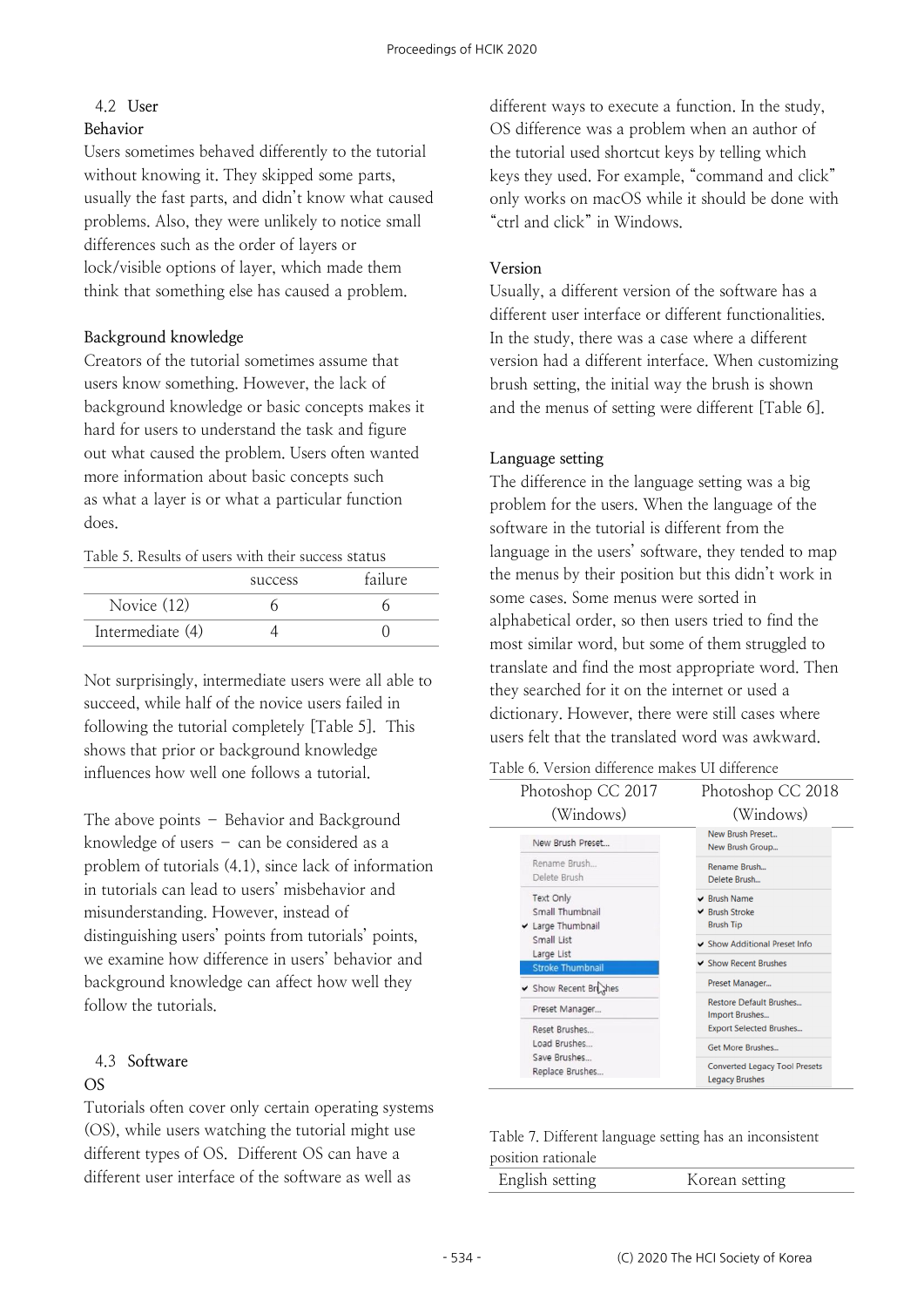### 4.2 User

#### Behavior

Users sometimes behaved differently to the tutorial without knowing it. They skipped some parts, usually the fast parts, and didn't know what caused problems. Also, they were unlikely to notice small differences such as the order of layers or lock/visible options of layer, which made them think that something else has caused a problem.

#### Background knowledge

Creators of the tutorial sometimes assume that users know something. However, the lack of background knowledge or basic concepts makes it hard for users to understand the task and figure out what caused the problem. Users often wanted more information about basic concepts such as what a layer is or what a particular function does.

Table 5. Results of users with their success status

| | success | failure |
|---|---|---|
| Novice (12) | 6 | 6 |
| Intermediate (4) | 4 | 0 |

Not surprisingly, intermediate users were all able to succeed, while half of the novice users failed in following the tutorial completely [Table 5]. This shows that prior or background knowledge influences how well one follows a tutorial.

The above points – Behavior and Background knowledge of users – can be considered as a problem of tutorials (4.1), since lack of information in tutorials can lead to users' misbehavior and misunderstanding. However, instead of distinguishing users' points from tutorials' points, we examine how difference in users' behavior and background knowledge can affect how well they follow the tutorials.

### 4.3 Software

#### OS

Tutorials often cover only certain operating systems (OS), while users watching the tutorial might use different types of OS. Different OS can have a different user interface of the software as well as different ways to execute a function. In the study, OS difference was a problem when an author of the tutorial used shortcut keys by telling which keys they used. For example, "command and click" only works on macOS while it should be done with "ctrl and click" in Windows.

#### Version

Usually, a different version of the software has a different user interface or different functionalities. In the study, there was a case where a different version had a different interface. When customizing brush setting, the initial way the brush is shown and the menus of setting were different [Table 6].

#### Language setting

The difference in the language setting was a big problem for the users. When the language of the software in the tutorial is different from the language in the users' software, they tended to map the menus by their position but this didn't work in some cases. Some menus were sorted in alphabetical order, so then users tried to find the most similar word, but some of them struggled to translate and find the most appropriate word. Then they searched for it on the internet or used a dictionary. However, there were still cases where users felt that the translated word was awkward.

Table 6. Version difference makes UI difference

| Photoshop CC 2017 (Windows) | Photoshop CC 2018 (Windows) |
|---|---|
| New Brush Preset...<br>Rename Brush...<br>Delete Brush<br>Text Only<br>Small Thumbnail<br>✔ Large Thumbnail<br>Small List<br>Large List<br>Stroke Thumbnail<br>✔ Show Recent Brushes<br>Preset Manager...<br>Reset Brushes...<br>Load Brushes...<br>Save Brushes...<br>Replace Brushes... | New Brush Preset...<br>New Brush Group...<br>Rename Brush...<br>Delete Brush...<br>✔ Brush Name<br>✔ Brush Stroke<br>Brush Tip<br>✔ Show Additional Preset Info<br>✔ Show Recent Brushes<br>Preset Manager...<br>Restore Default Brushes...<br>Import Brushes...<br>Export Selected Brushes...<br>Get More Brushes...<br>Converted Legacy Tool Presets<br>Legacy Brushes |

Table 7. Different language setting has an inconsistent position rationale

| English setting | Korean setting |
|---|---|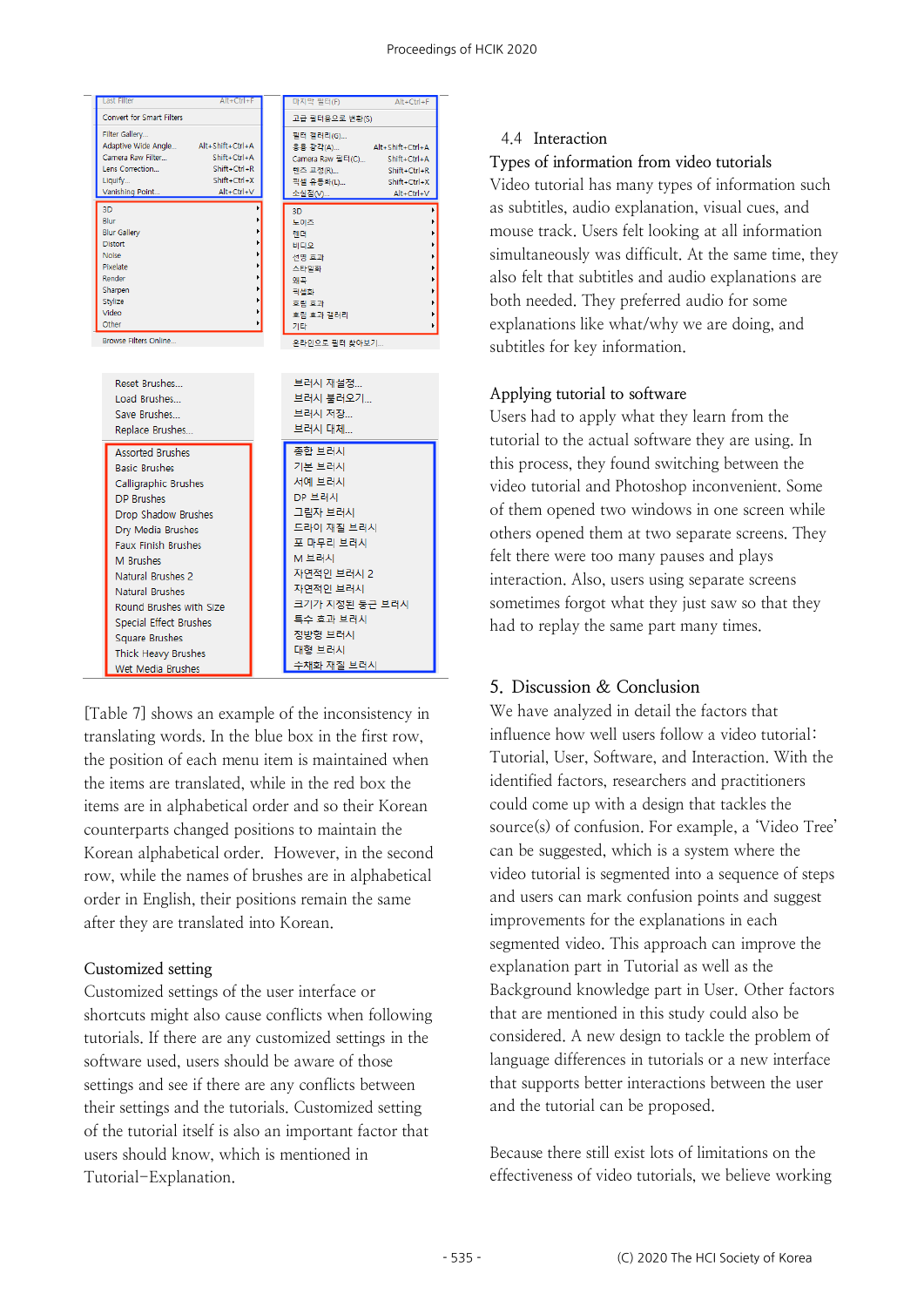| English | Korean |
|---|---|
| Last Filter Alt+Ctrl+F<br>Convert for Smart Filters<br>Filter Gallery...<br>Adaptive Wide Angle... Alt+Shift+Ctrl+A<br>Camera Raw Filter... Shift+Ctrl+A<br>Lens Correction... Shift+Ctrl+R<br>Liquify... Shift+Ctrl+X<br>Vanishing Point... Alt+Ctrl+V | 마지막 필터(F) Alt+Ctrl+F<br>고급 필터용으로 변환(S)<br>필터 갤러리(G)...<br>응용 광각(A)... Alt+Shift+Ctrl+A<br>Camera Raw 필터(C)... Shift+Ctrl+A<br>렌즈 교정(R)... Shift+Ctrl+R<br>픽셀 유동화(L)... Shift+Ctrl+X<br>소실점(V)... Alt+Ctrl+V |
| 3D<br>Blur<br>Blur Gallery<br>Distort<br>Noise<br>Pixelate<br>Render<br>Sharpen<br>Stylize<br>Video<br>Other | 3D<br>노이즈<br>렌더<br>비디오<br>선명 효과<br>스타일화<br>왜곡<br>픽셀화<br>흐림 효과<br>흐림 효과 갤러리<br>기타 |
| Browse Filters Online... | 온라인으로 필터 찾아보기... |
| Reset Brushes...<br>Load Brushes...<br>Save Brushes...<br>Replace Brushes... | 브러시 재설정...<br>브러시 불러오기...<br>브러시 저장...<br>브러시 대체... |
| Assorted Brushes<br>Basic Brushes<br>Calligraphic Brushes<br>DP Brushes<br>Drop Shadow Brushes<br>Dry Media Brushes<br>Faux Finish Brushes<br>M Brushes<br>Natural Brushes 2<br>Natural Brushes<br>Round Brushes with Size<br>Special Effect Brushes<br>Square Brushes<br>Thick Heavy Brushes<br>Wet Media Brushes | 종합 브러시<br>기본 브러시<br>서예 브러시<br>DP 브러시<br>그림자 브러시<br>드라이 재질 브러시<br>포 마무리 브러시<br>M 브러시<br>자연적인 브러시 2<br>자연적인 브러시<br>크기가 지정된 둥근 브러시<br>특수 효과 브러시<br>정방형 브러시<br>대형 브러시<br>수채화 재질 브러시 |

[Table 7] shows an example of the inconsistency in translating words. In the blue box in the first row, the position of each menu item is maintained when the items are translated, while in the red box the items are in alphabetical order and so their Korean counterparts changed positions to maintain the Korean alphabetical order. However, in the second row, while the names of brushes are in alphabetical order in English, their positions remain the same after they are translated into Korean.

### Customized setting

Customized settings of the user interface or shortcuts might also cause conflicts when following tutorials. If there are any customized settings in the software used, users should be aware of those settings and see if there are any conflicts between their settings and the tutorials. Customized setting of the tutorial itself is also an important factor that users should know, which is mentioned in Tutorial–Explanation.

## 4.4 Interaction

### Types of information from video tutorials

Video tutorial has many types of information such as subtitles, audio explanation, visual cues, and mouse track. Users felt looking at all information simultaneously was difficult. At the same time, they also felt that subtitles and audio explanations are both needed. They preferred audio for some explanations like what/why we are doing, and subtitles for key information.

### Applying tutorial to software

Users had to apply what they learn from the tutorial to the actual software they are using. In this process, they found switching between the video tutorial and Photoshop inconvenient. Some of them opened two windows in one screen while others opened them at two separate screens. They felt there were too many pauses and plays interaction. Also, users using separate screens sometimes forgot what they just saw so that they had to replay the same part many times.

# 5. Discussion & Conclusion

We have analyzed in detail the factors that influence how well users follow a video tutorial: Tutorial, User, Software, and Interaction. With the identified factors, researchers and practitioners could come up with a design that tackles the source(s) of confusion. For example, a 'Video Tree' can be suggested, which is a system where the video tutorial is segmented into a sequence of steps and users can mark confusion points and suggest improvements for the explanations in each segmented video. This approach can improve the explanation part in Tutorial as well as the Background knowledge part in User. Other factors that are mentioned in this study could also be considered. A new design to tackle the problem of language differences in tutorials or a new interface that supports better interactions between the user and the tutorial can be proposed.

Because there still exist lots of limitations on the effectiveness of video tutorials, we believe working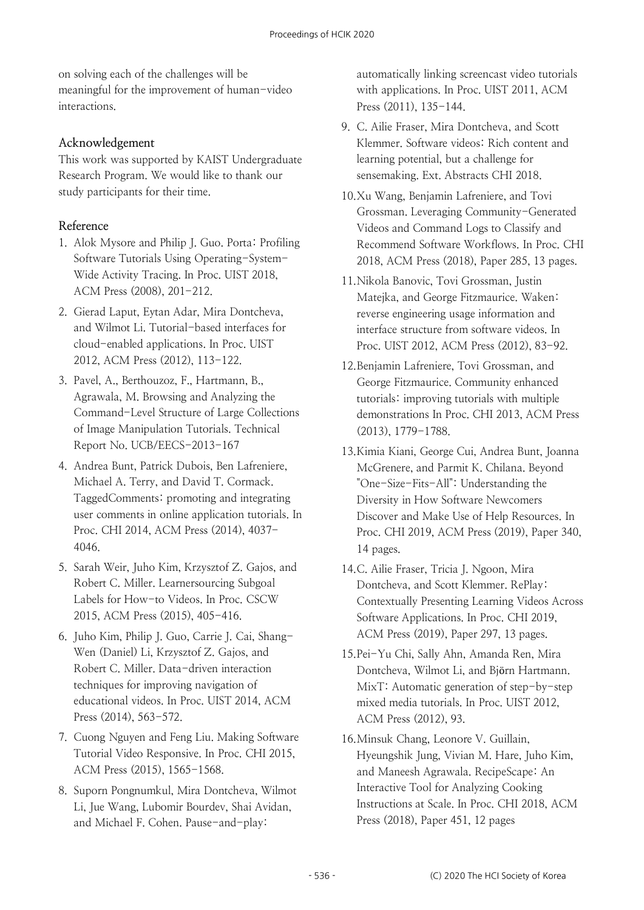on solving each of the challenges will be meaningful for the improvement of human-video interactions.

## Acknowledgement

This work was supported by KAIST Undergraduate Research Program. We would like to thank our study participants for their time.

## Reference

1. Alok Mysore and Philip J. Guo. Porta: Profiling Software Tutorials Using Operating-System-Wide Activity Tracing. In Proc. UIST 2018, ACM Press (2008), 201-212.
2. Gierad Laput, Eytan Adar, Mira Dontcheva, and Wilmot Li. Tutorial-based interfaces for cloud-enabled applications. In Proc. UIST 2012, ACM Press (2012), 113-122.
3. Pavel, A., Berthouzoz, F., Hartmann, B., Agrawala, M. Browsing and Analyzing the Command-Level Structure of Large Collections of Image Manipulation Tutorials. Technical Report No. UCB/EECS-2013-167
4. Andrea Bunt, Patrick Dubois, Ben Lafreniere, Michael A. Terry, and David T. Cormack. TaggedComments: promoting and integrating user comments in online application tutorials. In Proc. CHI 2014, ACM Press (2014), 4037-4046.
5. Sarah Weir, Juho Kim, Krzysztof Z. Gajos, and Robert C. Miller. Learnersourcing Subgoal Labels for How-to Videos. In Proc. CSCW 2015, ACM Press (2015), 405-416.
6. Juho Kim, Philip J. Guo, Carrie J. Cai, Shang-Wen (Daniel) Li, Krzysztof Z. Gajos, and Robert C. Miller. Data-driven interaction techniques for improving navigation of educational videos. In Proc. UIST 2014, ACM Press (2014), 563-572.
7. Cuong Nguyen and Feng Liu. Making Software Tutorial Video Responsive. In Proc. CHI 2015, ACM Press (2015), 1565-1568.
8. Suporn Pongnumkul, Mira Dontcheva, Wilmot Li, Jue Wang, Lubomir Bourdev, Shai Avidan, and Michael F. Cohen. Pause-and-play: automatically linking screencast video tutorials with applications. In Proc. UIST 2011, ACM Press (2011), 135-144.
9. C. Ailie Fraser, Mira Dontcheva, and Scott Klemmer. Software videos: Rich content and learning potential, but a challenge for sensemaking. Ext. Abstracts CHI 2018.
10. Xu Wang, Benjamin Lafreniere, and Tovi Grossman. Leveraging Community-Generated Videos and Command Logs to Classify and Recommend Software Workflows. In Proc. CHI 2018, ACM Press (2018), Paper 285, 13 pages.
11. Nikola Banovic, Tovi Grossman, Justin Matejka, and George Fitzmaurice. Waken: reverse engineering usage information and interface structure from software videos. In Proc. UIST 2012, ACM Press (2012), 83-92.
12. Benjamin Lafreniere, Tovi Grossman, and George Fitzmaurice. Community enhanced tutorials: improving tutorials with multiple demonstrations In Proc. CHI 2013, ACM Press (2013), 1779-1788.
13. Kimia Kiani, George Cui, Andrea Bunt, Joanna McGrenere, and Parmit K. Chilana. Beyond "One-Size-Fits-All": Understanding the Diversity in How Software Newcomers Discover and Make Use of Help Resources. In Proc. CHI 2019, ACM Press (2019), Paper 340, 14 pages.
14. C. Ailie Fraser, Tricia J. Ngoon, Mira Dontcheva, and Scott Klemmer. RePlay: Contextually Presenting Learning Videos Across Software Applications. In Proc. CHI 2019, ACM Press (2019), Paper 297, 13 pages.
15. Pei-Yu Chi, Sally Ahn, Amanda Ren, Mira Dontcheva, Wilmot Li, and Björn Hartmann. MixT: Automatic generation of step-by-step mixed media tutorials. In Proc. UIST 2012, ACM Press (2012), 93.
16. Minsuk Chang, Leonore V. Guillain, Hyeungshik Jung, Vivian M. Hare, Juho Kim, and Maneesh Agrawala. RecipeScape: An Interactive Tool for Analyzing Cooking Instructions at Scale. In Proc. CHI 2018, ACM Press (2018), Paper 451, 12 pages